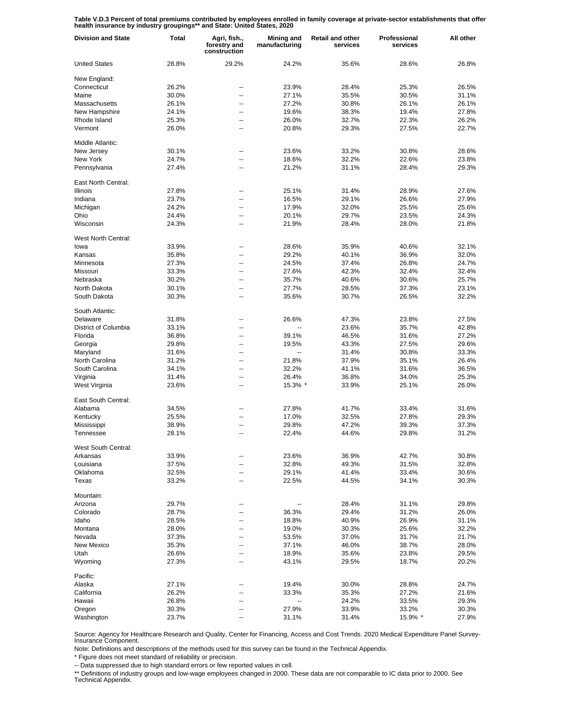**Table V.D.3 Percent of total premiums contributed by employees enrolled in family coverage at private-sector establishments that offer health insurance by industry groupings** and State: United States, 2020**

| Division and State | Total | Agri, fish., forestry and construction | Mining and manufacturing | Retail and other services | Professional services | All other |
|---|---|---|---|---|---|---|
| United States | 28.8% | 29.2% | 24.2% | 35.6% | 28.6% | 26.8% |
| New England: | | | | | | |
| Connecticut | 26.2% | -- | 23.9% | 28.4% | 25.3% | 26.5% |
| Maine | 30.0% | -- | 27.1% | 35.5% | 30.5% | 31.1% |
| Massachusetts | 26.1% | -- | 27.2% | 30.8% | 26.1% | 26.1% |
| New Hampshire | 24.1% | -- | 19.6% | 38.3% | 19.4% | 27.8% |
| Rhode Island | 25.3% | -- | 26.0% | 32.7% | 22.3% | 26.2% |
| Vermont | 26.0% | -- | 20.8% | 29.3% | 27.5% | 22.7% |
| Middle Atlantic: | | | | | | |
| New Jersey | 30.1% | -- | 23.6% | 33.2% | 30.8% | 28.6% |
| New York | 24.7% | -- | 18.6% | 32.2% | 22.6% | 23.8% |
| Pennsylvania | 27.4% | -- | 21.2% | 31.1% | 28.4% | 29.3% |
| East North Central: | | | | | | |
| Illinois | 27.8% | -- | 25.1% | 31.4% | 28.9% | 27.6% |
| Indiana | 23.7% | -- | 16.5% | 29.1% | 26.6% | 27.9% |
| Michigan | 24.2% | -- | 17.9% | 32.0% | 25.5% | 25.6% |
| Ohio | 24.4% | -- | 20.1% | 29.7% | 23.5% | 24.3% |
| Wisconsin | 24.3% | -- | 21.9% | 28.4% | 28.0% | 21.8% |
| West North Central: | | | | | | |
| Iowa | 33.9% | -- | 28.6% | 35.9% | 40.6% | 32.1% |
| Kansas | 35.8% | -- | 29.2% | 40.1% | 36.9% | 32.0% |
| Minnesota | 27.3% | -- | 24.5% | 37.4% | 26.8% | 24.7% |
| Missouri | 33.3% | -- | 27.6% | 42.3% | 32.4% | 32.4% |
| Nebraska | 30.2% | -- | 35.7% | 40.6% | 30.6% | 25.7% |
| North Dakota | 30.1% | -- | 27.7% | 28.5% | 37.3% | 23.1% |
| South Dakota | 30.3% | -- | 35.6% | 30.7% | 26.5% | 32.2% |
| South Atlantic: | | | | | | |
| Delaware | 31.8% | -- | 26.6% | 47.3% | 23.8% | 27.5% |
| District of Columbia | 33.1% | -- | -- | 23.6% | 35.7% | 42.8% |
| Florida | 36.8% | -- | 39.1% | 46.5% | 31.6% | 27.2% |
| Georgia | 29.8% | -- | 19.5% | 43.3% | 27.5% | 29.6% |
| Maryland | 31.6% | -- | -- | 31.4% | 30.8% | 33.3% |
| North Carolina | 31.2% | -- | 21.8% | 37.9% | 35.1% | 26.4% |
| South Carolina | 34.1% | -- | 32.2% | 41.1% | 31.6% | 36.5% |
| Virginia | 31.4% | -- | 26.4% | 36.8% | 34.0% | 25.3% |
| West Virginia | 23.6% | -- | 15.3% * | 33.9% | 25.1% | 26.0% |
| East South Central: | | | | | | |
| Alabama | 34.5% | -- | 27.8% | 41.7% | 33.4% | 31.6% |
| Kentucky | 25.5% | -- | 17.0% | 32.5% | 27.8% | 29.3% |
| Mississippi | 38.9% | -- | 29.8% | 47.2% | 39.3% | 37.3% |
| Tennessee | 28.1% | -- | 22.4% | 44.6% | 29.8% | 31.2% |
| West South Central: | | | | | | |
| Arkansas | 33.9% | -- | 23.6% | 36.9% | 42.7% | 30.8% |
| Louisiana | 37.5% | -- | 32.8% | 49.3% | 31.5% | 32.8% |
| Oklahoma | 32.5% | -- | 29.1% | 41.4% | 33.4% | 30.6% |
| Texas | 33.2% | -- | 22.5% | 44.5% | 34.1% | 30.3% |
| Mountain: | | | | | | |
| Arizona | 29.7% | -- | -- | 28.4% | 31.1% | 29.8% |
| Colorado | 28.7% | -- | 36.3% | 29.4% | 31.2% | 26.0% |
| Idaho | 28.5% | -- | 18.8% | 40.9% | 26.9% | 31.1% |
| Montana | 28.0% | -- | 19.0% | 30.3% | 25.6% | 32.2% |
| Nevada | 37.3% | -- | 53.5% | 37.0% | 31.7% | 21.7% |
| New Mexico | 35.3% | -- | 37.1% | 46.0% | 38.7% | 28.0% |
| Utah | 26.6% | -- | 18.9% | 35.6% | 23.8% | 29.5% |
| Wyoming | 27.3% | -- | 43.1% | 29.5% | 18.7% | 20.2% |
| Pacific: | | | | | | |
| Alaska | 27.1% | -- | 19.4% | 30.0% | 28.8% | 24.7% |
| California | 26.2% | -- | 33.3% | 35.3% | 27.2% | 21.6% |
| Hawaii | 26.8% | -- | -- | 24.2% | 33.5% | 29.3% |
| Oregon | 30.3% | -- | 27.9% | 33.9% | 33.2% | 30.3% |
| Washington | 23.7% | -- | 31.1% | 31.4% | 15.9% * | 27.9% |

Source: Agency for Healthcare Research and Quality, Center for Financing, Access and Cost Trends. 2020 Medical Expenditure Panel Survey-Insurance Component.

Note: Definitions and descriptions of the methods used for this survey can be found in the Technical Appendix.

* Figure does not meet standard of reliability or precision.

-- Data suppressed due to high standard errors or few reported values in cell.

** Definitions of industry groups and low-wage employees changed in 2000. These data are not comparable to IC data prior to 2000. See Technical Appendix.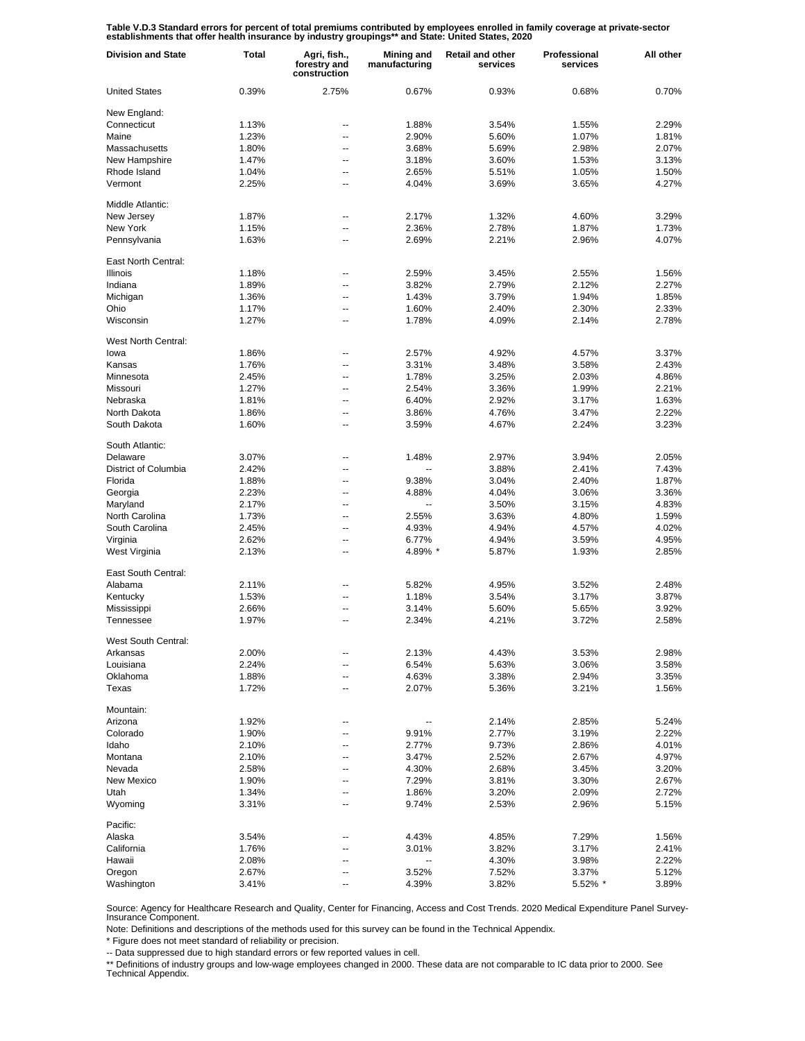**Table V.D.3 Standard errors for percent of total premiums contributed by employees enrolled in family coverage at private-sector establishments that offer health insurance by industry groupings** and State: United States, 2020**

| Division and State | Total | Agri, fish., forestry and construction | Mining and manufacturing | Retail and other services | Professional services | All other |
|---|---|---|---|---|---|---|
| United States | 0.39% | 2.75% | 0.67% | 0.93% | 0.68% | 0.70% |
| New England: | | | | | | |
| Connecticut | 1.13% | -- | 1.88% | 3.54% | 1.55% | 2.29% |
| Maine | 1.23% | -- | 2.90% | 5.60% | 1.07% | 1.81% |
| Massachusetts | 1.80% | -- | 3.68% | 5.69% | 2.98% | 2.07% |
| New Hampshire | 1.47% | -- | 3.18% | 3.60% | 1.53% | 3.13% |
| Rhode Island | 1.04% | -- | 2.65% | 5.51% | 1.05% | 1.50% |
| Vermont | 2.25% | -- | 4.04% | 3.69% | 3.65% | 4.27% |
| Middle Atlantic: | | | | | | |
| New Jersey | 1.87% | -- | 2.17% | 1.32% | 4.60% | 3.29% |
| New York | 1.15% | -- | 2.36% | 2.78% | 1.87% | 1.73% |
| Pennsylvania | 1.63% | -- | 2.69% | 2.21% | 2.96% | 4.07% |
| East North Central: | | | | | | |
| Illinois | 1.18% | -- | 2.59% | 3.45% | 2.55% | 1.56% |
| Indiana | 1.89% | -- | 3.82% | 2.79% | 2.12% | 2.27% |
| Michigan | 1.36% | -- | 1.43% | 3.79% | 1.94% | 1.85% |
| Ohio | 1.17% | -- | 1.60% | 2.40% | 2.30% | 2.33% |
| Wisconsin | 1.27% | -- | 1.78% | 4.09% | 2.14% | 2.78% |
| West North Central: | | | | | | |
| Iowa | 1.86% | -- | 2.57% | 4.92% | 4.57% | 3.37% |
| Kansas | 1.76% | -- | 3.31% | 3.48% | 3.58% | 2.43% |
| Minnesota | 2.45% | -- | 1.78% | 3.25% | 2.03% | 4.86% |
| Missouri | 1.27% | -- | 2.54% | 3.36% | 1.99% | 2.21% |
| Nebraska | 1.81% | -- | 6.40% | 2.92% | 3.17% | 1.63% |
| North Dakota | 1.86% | -- | 3.86% | 4.76% | 3.47% | 2.22% |
| South Dakota | 1.60% | -- | 3.59% | 4.67% | 2.24% | 3.23% |
| South Atlantic: | | | | | | |
| Delaware | 3.07% | -- | 1.48% | 2.97% | 3.94% | 2.05% |
| District of Columbia | 2.42% | -- | -- | 3.88% | 2.41% | 7.43% |
| Florida | 1.88% | -- | 9.38% | 3.04% | 2.40% | 1.87% |
| Georgia | 2.23% | -- | 4.88% | 4.04% | 3.06% | 3.36% |
| Maryland | 2.17% | -- | -- | 3.50% | 3.15% | 4.83% |
| North Carolina | 1.73% | -- | 2.55% | 3.63% | 4.80% | 1.59% |
| South Carolina | 2.45% | -- | 4.93% | 4.94% | 4.57% | 4.02% |
| Virginia | 2.62% | -- | 6.77% | 4.94% | 3.59% | 4.95% |
| West Virginia | 2.13% | -- | 4.89% * | 5.87% | 1.93% | 2.85% |
| East South Central: | | | | | | |
| Alabama | 2.11% | -- | 5.82% | 4.95% | 3.52% | 2.48% |
| Kentucky | 1.53% | -- | 1.18% | 3.54% | 3.17% | 3.87% |
| Mississippi | 2.66% | -- | 3.14% | 5.60% | 5.65% | 3.92% |
| Tennessee | 1.97% | -- | 2.34% | 4.21% | 3.72% | 2.58% |
| West South Central: | | | | | | |
| Arkansas | 2.00% | -- | 2.13% | 4.43% | 3.53% | 2.98% |
| Louisiana | 2.24% | -- | 6.54% | 5.63% | 3.06% | 3.58% |
| Oklahoma | 1.88% | -- | 4.63% | 3.38% | 2.94% | 3.35% |
| Texas | 1.72% | -- | 2.07% | 5.36% | 3.21% | 1.56% |
| Mountain: | | | | | | |
| Arizona | 1.92% | -- | -- | 2.14% | 2.85% | 5.24% |
| Colorado | 1.90% | -- | 9.91% | 2.77% | 3.19% | 2.22% |
| Idaho | 2.10% | -- | 2.77% | 9.73% | 2.86% | 4.01% |
| Montana | 2.10% | -- | 3.47% | 2.52% | 2.67% | 4.97% |
| Nevada | 2.58% | -- | 4.30% | 2.68% | 3.45% | 3.20% |
| New Mexico | 1.90% | -- | 7.29% | 3.81% | 3.30% | 2.67% |
| Utah | 1.34% | -- | 1.86% | 3.20% | 2.09% | 2.72% |
| Wyoming | 3.31% | -- | 9.74% | 2.53% | 2.96% | 5.15% |
| Pacific: | | | | | | |
| Alaska | 3.54% | -- | 4.43% | 4.85% | 7.29% | 1.56% |
| California | 1.76% | -- | 3.01% | 3.82% | 3.17% | 2.41% |
| Hawaii | 2.08% | -- | -- | 4.30% | 3.98% | 2.22% |
| Oregon | 2.67% | -- | 3.52% | 7.52% | 3.37% | 5.12% |
| Washington | 3.41% | -- | 4.39% | 3.82% | 5.52% * | 3.89% |

Source: Agency for Healthcare Research and Quality, Center for Financing, Access and Cost Trends. 2020 Medical Expenditure Panel Survey-Insurance Component.

Note: Definitions and descriptions of the methods used for this survey can be found in the Technical Appendix.

* Figure does not meet standard of reliability or precision.

-- Data suppressed due to high standard errors or few reported values in cell.

** Definitions of industry groups and low-wage employees changed in 2000. These data are not comparable to IC data prior to 2000. See Technical Appendix.